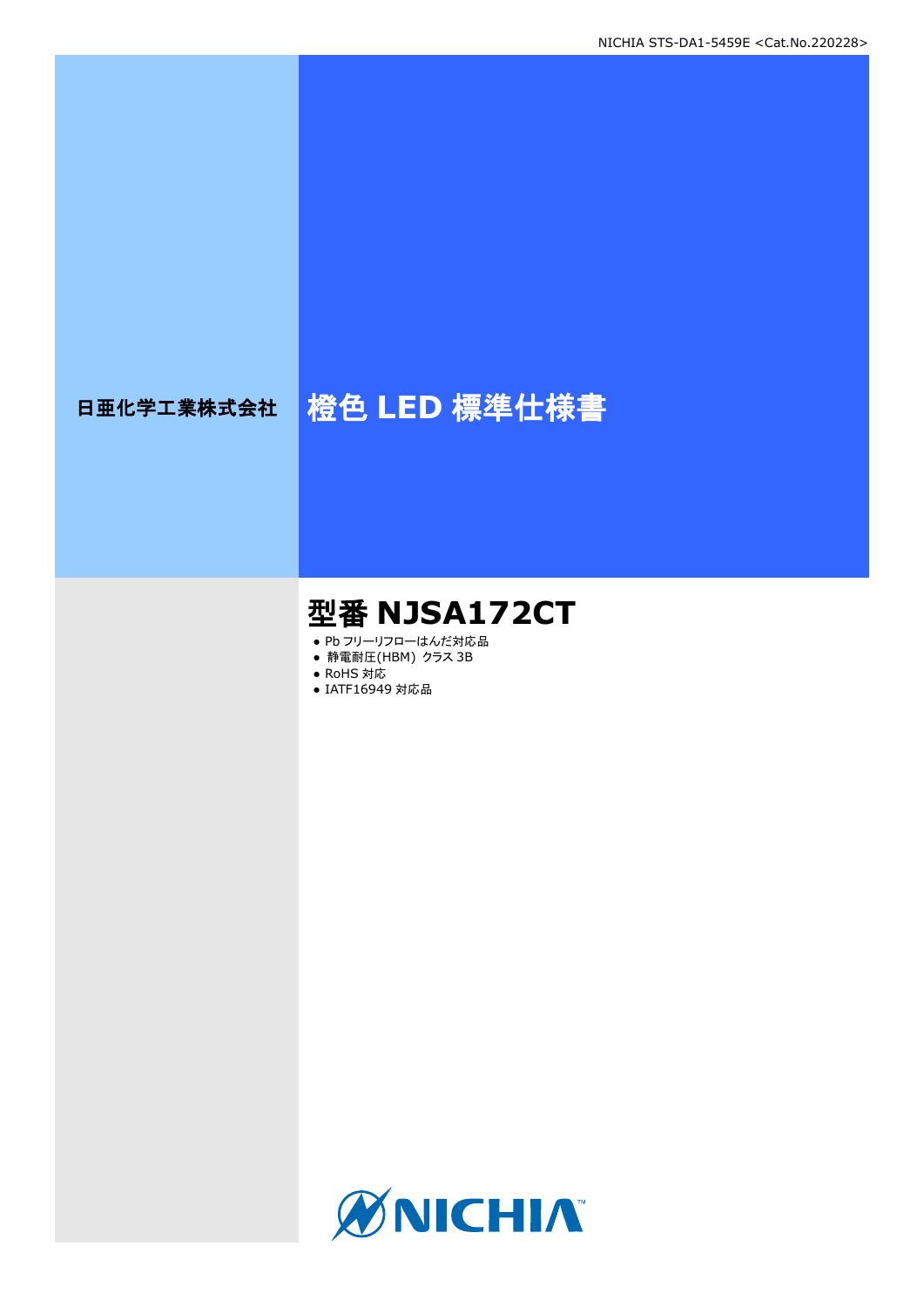日亜化学工業株式会社

# 橙色 LED 標準仕様書

## 型番 NJSA172CT

- Pb フリーリフローはんだ対応品
- 静電耐圧(HBM) クラス 3B
- RoHS 対応
- IATF16949 対応品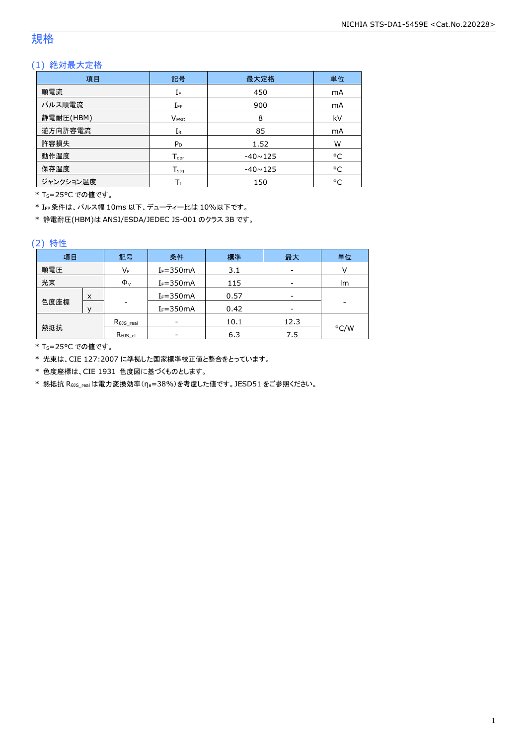# 規格

## (1) 絶対最大定格

| 項目 | 記号 | 最大定格 | 単位 |
|---|---|---|---|
| 順電流 | $I_F$ | 450 | mA |
| パルス順電流 | $I_{FP}$ | 900 | mA |
| 静電耐圧(HBM) | $V_{ESD}$ | 8 | kV |
| 逆方向許容電流 | $I_R$ | 85 | mA |
| 許容損失 | $P_D$ | 1.52 | W |
| 動作温度 | $T_{opr}$ | -40~125 | °C |
| 保存温度 | $T_{stg}$ | -40~125 | °C |
| ジャンクション温度 | $T_J$ | 150 | °C |

* $T_S$=25°C での値です。
* $I_{FP}$ 条件は、パルス幅 10ms 以下、デューティー比は 10%以下です。
* 静電耐圧(HBM)は ANSI/ESDA/JEDEC JS-001 のクラス 3B です。

## (2) 特性

| 項目 | | 記号 | 条件 | 標準 | 最大 | 単位 |
|---|---|---|---|---|---|---|
| 順電圧 | | $V_F$ | $I_F$=350mA | 3.1 | - | V |
| 光束 | | $\Phi_v$ | $I_F$=350mA | 115 | - | lm |
| 色度座標 | x | - | $I_F$=350mA | 0.57 | - | - |
| | y | | $I_F$=350mA | 0.42 | - | |
| 熱抵抗 | | $R_{\theta JS\_real}$ | - | 10.1 | 12.3 | °C/W |
| | | $R_{\theta JS\_el}$ | - | 6.3 | 7.5 | |

* $T_S$=25°C での値です。
* 光束は、CIE 127:2007 に準拠した国家標準校正値と整合をとっています。
* 色度座標は、CIE 1931 色度図に基づくものとします。
* 熱抵抗 $R_{\theta JS\_real}$ は電力変換効率($\eta_e$=38%)を考慮した値です。JESD51 をご参照ください。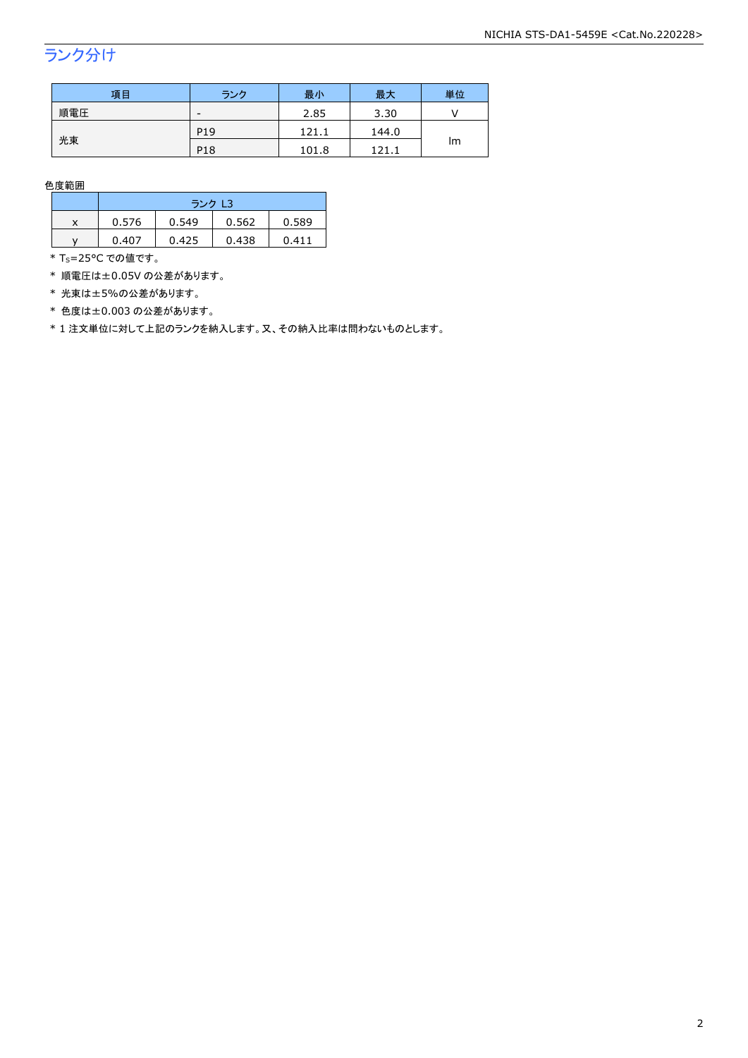## ランク分け

| 項目 | ランク | 最小 | 最大 | 単位 |
|---|---|---|---|---|
| 順電圧 | - | 2.85 | 3.30 | V |
| 光束 | P19 | 121.1 | 144.0 | lm |
| | P18 | 101.8 | 121.1 | |

色度範囲

| | ランク L3 | | | |
|---|---|---|---|---|
| x | 0.576 | 0.549 | 0.562 | 0.589 |
| y | 0.407 | 0.425 | 0.438 | 0.411 |

* $T_S$=25°C での値です。
* 順電圧は±0.05V の公差があります。
* 光束は±5%の公差があります。
* 色度は±0.003 の公差があります。
* 1 注文単位に対して上記のランクを納入します。又、その納入比率は問わないものとします。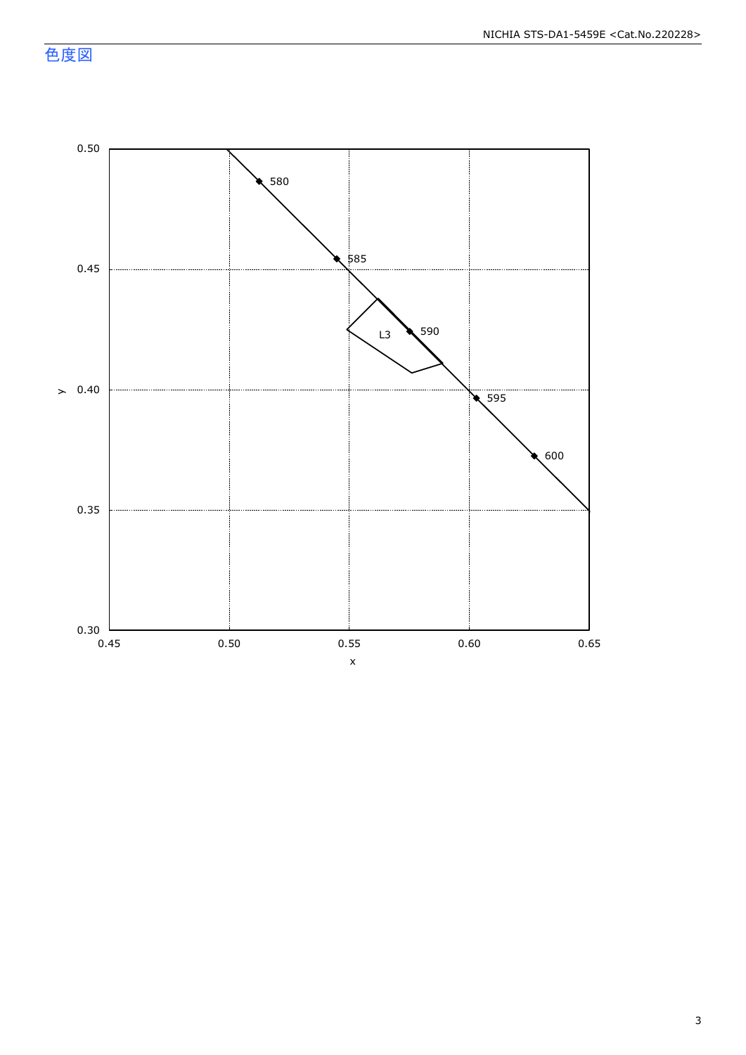## 色度図

y

0.50
0.45
0.40
0.35
0.30

0.45 0.50 0.55 0.60 0.65

x

580
585
590
595
600
L3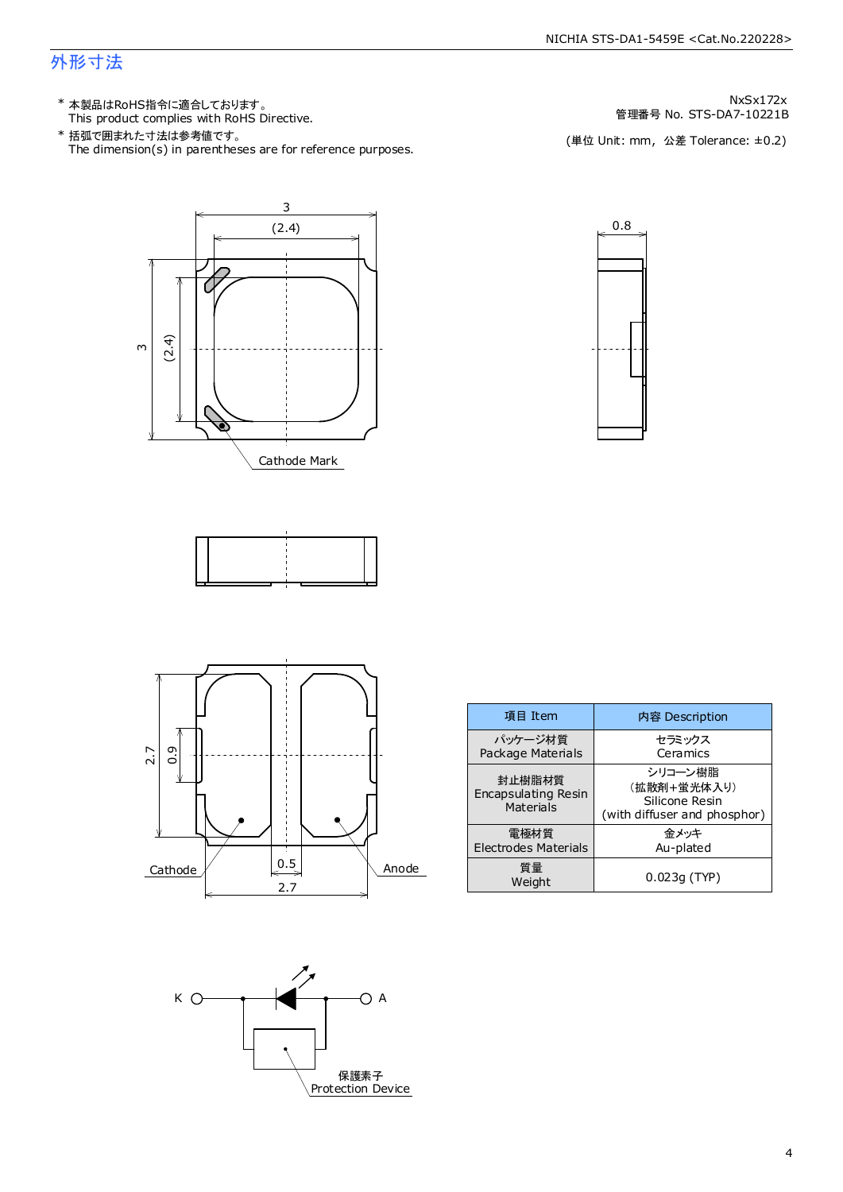# 外形寸法

\* 本製品はRoHS指令に適合しております。
This product complies with RoHS Directive.

\* 括弧で囲まれた寸法は参考値です。
The dimension(s) in parentheses are for reference purposes.

NxSx172x
管理番号 No. STS-DA7-10221B

(単位 Unit: mm, 公差 Tolerance: ±0.2)

3
(2.4)
0.8
3
(2.4)
Cathode Mark

2.7
0.9
Cathode
0.5
Anode
2.7

| 項目 Item | 内容 Description |
|---|---|
| パッケージ材質<br>Package Materials | セラミックス<br>Ceramics |
| 封止樹脂材質<br>Encapsulating Resin Materials | シリコーン樹脂<br>(拡散剤+蛍光体入り)<br>Silicone Resin<br>(with diffuser and phosphor) |
| 電極材質<br>Electrodes Materials | 金メッキ<br>Au-plated |
| 質量<br>Weight | 0.023g (TYP) |

K
A
保護素子
Protection Device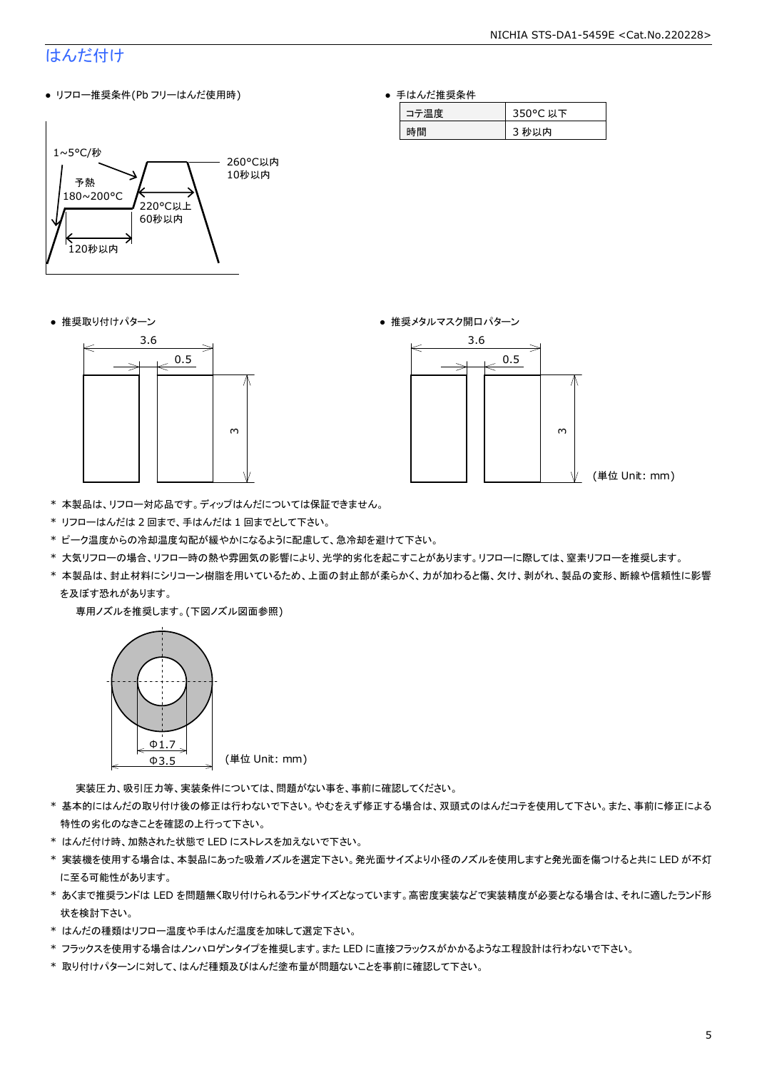## はんだ付け

● リフロー推奨条件(Pb フリーはんだ使用時)

1~5°C/秒

予熱
180~200°C

260°C以内
10秒以内

220°C以上
60秒以内

120秒以内

● 手はんだ推奨条件

| コテ温度 | 350°C 以下 |
|---|---|
| 時間 | 3 秒以内 |

● 推奨取り付けパターン

3.6
0.5
3

● 推奨メタルマスク開口パターン

3.6
0.5
3

(単位 Unit: mm)

* 本製品は、リフロー対応品です。ディップはんだについては保証できません。
* リフローはんだは 2 回まで、手はんだは 1 回までとして下さい。
* ピーク温度からの冷却温度勾配が緩やかになるように配慮して、急冷却を避けて下さい。
* 大気リフローの場合、リフロー時の熱や雰囲気の影響により、光学的劣化を起こすことがあります。リフローに際しては、窒素リフローを推奨します。
* 本製品は、封止材料にシリコーン樹脂を用いているため、上面の封止部が柔らかく、力が加わると傷、欠け、剥がれ、製品の変形、断線や信頼性に影響を及ぼす恐れがあります。

  専用ノズルを推奨します。(下図ノズル図面参照)

  Φ1.7
  Φ3.5
  (単位 Unit: mm)

  実装圧力、吸引圧力等、実装条件については、問題がない事を、事前に確認してください。
* 基本的にはんだの取り付け後の修正は行わないで下さい。やむをえず修正する場合は、双頭式のはんだコテを使用して下さい。また、事前に修正による特性の劣化のなきことを確認の上行って下さい。
* はんだ付け時、加熱された状態で LED にストレスを加えないで下さい。
* 実装機を使用する場合は、本製品にあった吸着ノズルを選定下さい。発光面サイズより小径のノズルを使用しますと発光面を傷つけると共に LED が不灯に至る可能性があります。
* あくまで推奨ランドは LED を問題無く取り付けられるランドサイズとなっています。高密度実装などで実装精度が必要となる場合は、それに適したランド形状を検討下さい。
* はんだの種類はリフロー温度や手はんだ温度を加味して選定下さい。
* フラックスを使用する場合はノンハロゲンタイプを推奨します。また LED に直接フラックスがかかるような工程設計は行わないで下さい。
* 取り付けパターンに対して、はんだ種類及びはんだ塗布量が問題ないことを事前に確認して下さい。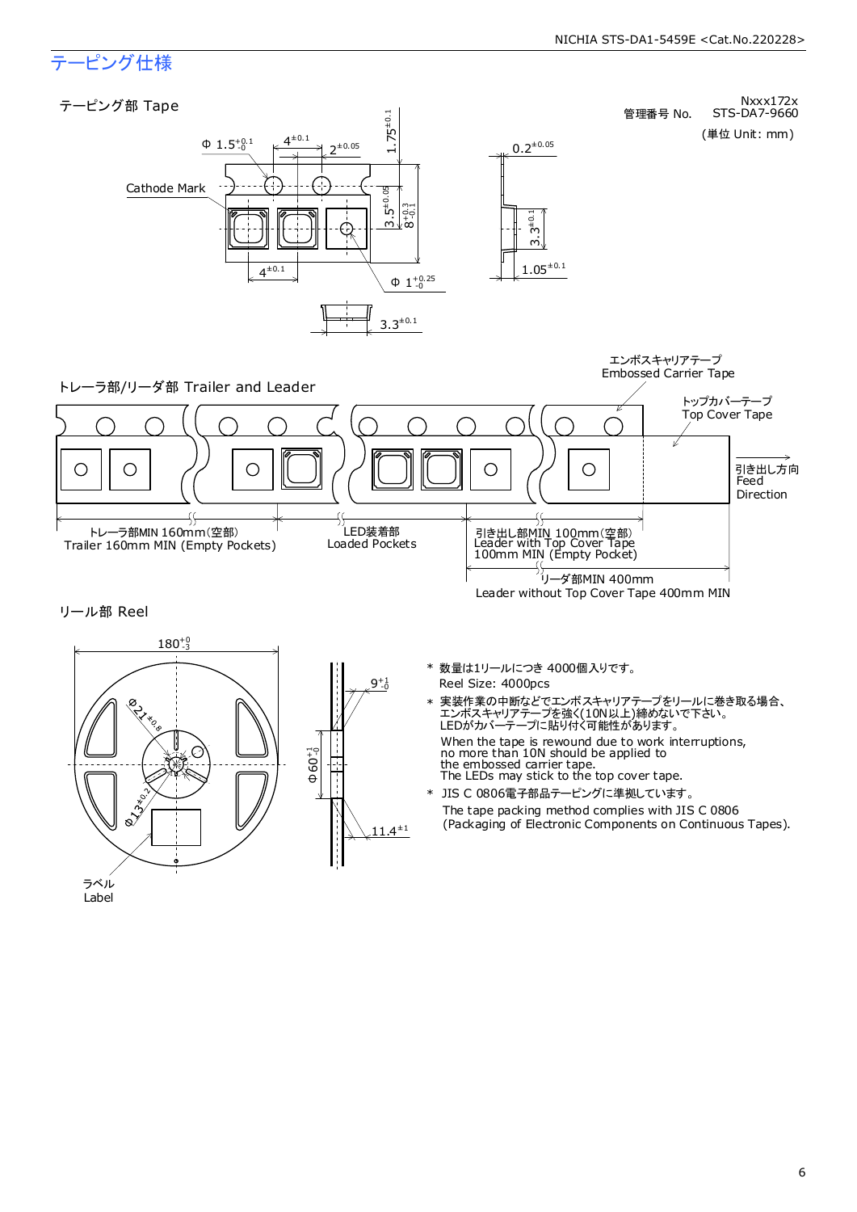## テーピング仕様

Nxxx172x
管理番号 No. STS-DA7-9660

(単位 Unit: mm)

### テーピング部 Tape

Cathode Mark

$\Phi\ 1.5^{+0.1}_{-0}$　$4^{\pm0.1}$　$2^{\pm0.05}$　$1.75^{\pm0.1}$　$0.2^{\pm0.05}$

$3.5^{\pm0.05}$　$8^{+0.3}_{-0.1}$　$3.3^{\pm0.1}$

$4^{\pm0.1}$　$\Phi\ 1^{+0.25}_{-0}$　$1.05^{\pm0.1}$

$3.3^{\pm0.1}$

### トレーラ部/リーダ部 Trailer and Leader

エンボスキャリアテープ
Embossed Carrier Tape

トップカバーテープ
Top Cover Tape

引き出し方向
Feed
Direction

トレーラ部MIN 160mm(空部)
Trailer 160mm MIN (Empty Pockets)

LED装着部
Loaded Pockets

引き出し部MIN 100mm(空部)
Leader with Top Cover Tape
100mm MIN (Empty Pocket)

リーダ部MIN 400mm
Leader without Top Cover Tape 400mm MIN

### リール部 Reel

$180^{+0}_{-3}$　$\Phi 21^{\pm0.8}$　$\Phi 13^{\pm0.2}$　$9^{+1}_{-0}$　$\Phi 60^{+1}_{-0}$　$11.4^{\pm1}$

ラベル
Label

- * 数量は1リールにつき 4000個入りです。
  Reel Size: 4000pcs
- * 実装作業の中断などでエンボスキャリアテープをリールに巻き取る場合、エンボスキャリアテープを強く(10N以上)締めないで下さい。LEDがカバーテープに貼り付く可能性があります。
  When the tape is rewound due to work interruptions, no more than 10N should be applied to the embossed carrier tape.
  The LEDs may stick to the top cover tape.
- * JIS C 0806電子部品テーピングに準拠しています。
  The tape packing method complies with JIS C 0806 (Packaging of Electronic Components on Continuous Tapes).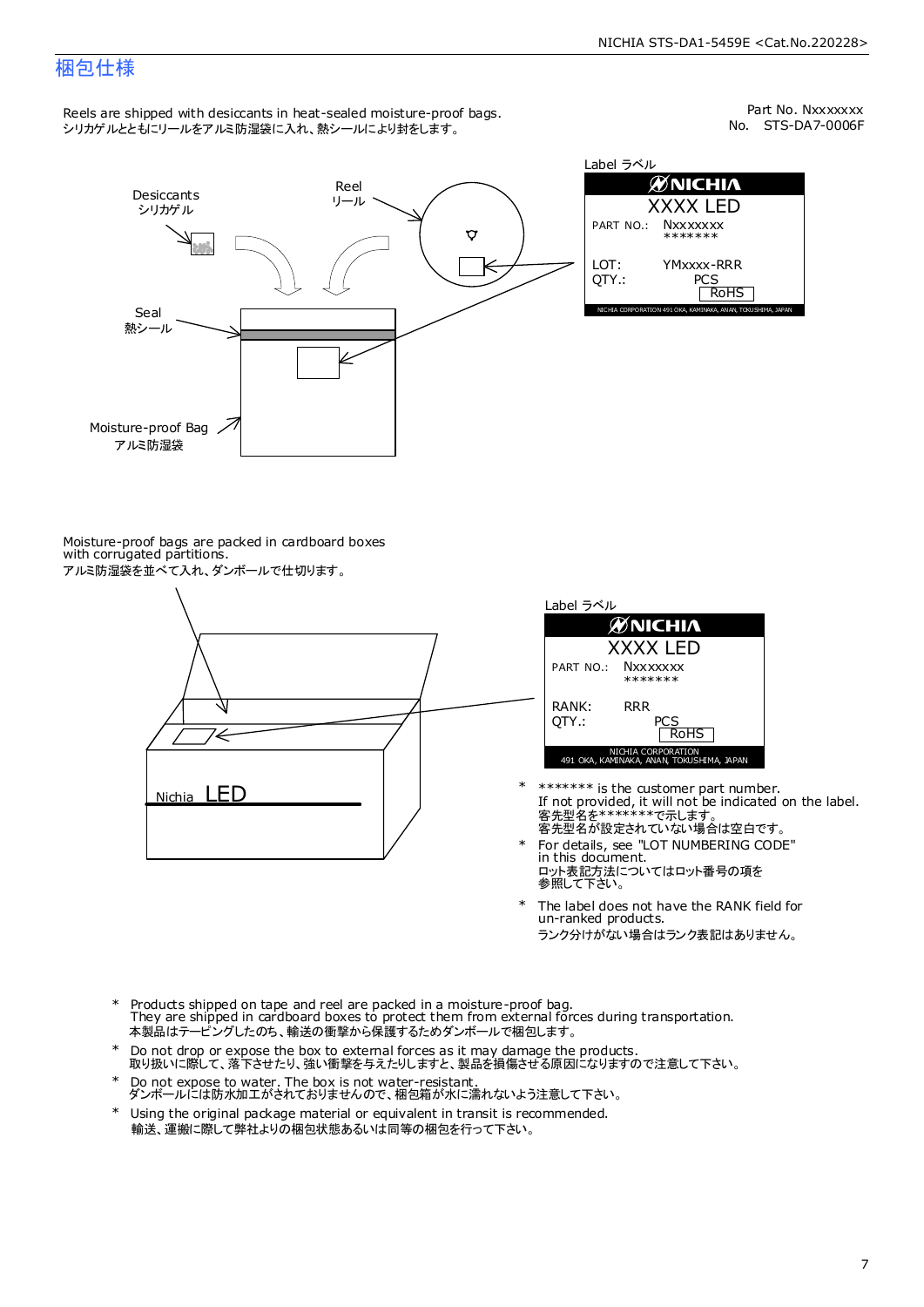# 梱包仕様

Part No. Nxxxxxxx
No. STS-DA7-0006F

Reels are shipped with desiccants in heat-sealed moisture-proof bags.
シリカゲルとともにリールをアルミ防湿袋に入れ、熱シールにより封をします。

Desiccants
シリカゲル

Reel
リール

Seal
熱シール

Moisture-proof Bag
アルミ防湿袋

Label ラベル

NICHIA
XXXX LED
PART NO.: Nxxxxxxx
*******
LOT: YMxxxx-RRR
QTY.: PCS
RoHS
NICHIA CORPORATION 491 OKA, KAMINAKA, ANAN, TOKUSHIMA, JAPAN

Moisture-proof bags are packed in cardboard boxes with corrugated partitions.
アルミ防湿袋を並べて入れ、ダンボールで仕切ります。

Nichia LED

Label ラベル

NICHIA
XXXX LED
PART NO.: Nxxxxxxx
*******
RANK: RRR
QTY.: PCS
RoHS
NICHIA CORPORATION
491 OKA, KAMINAKA, ANAN, TOKUSHIMA, JAPAN

- * ******* is the customer part number.
  If not provided, it will not be indicated on the label.
  客先型名を*******で示します。
  客先型名が設定されていない場合は空白です。
- * For details, see "LOT NUMBERING CODE" in this document.
  ロット表記方法についてはロット番号の項を参照して下さい。
- * The label does not have the RANK field for un-ranked products.
  ランク分けがない場合はランク表記はありません。

- * Products shipped on tape and reel are packed in a moisture-proof bag.
  They are shipped in cardboard boxes to protect them from external forces during transportation.
  本製品はテーピングしたのち、輸送の衝撃から保護するためダンボールで梱包します。
- * Do not drop or expose the box to external forces as it may damage the products.
  取り扱いに際して、落下させたり、強い衝撃を与えたりしますと、製品を損傷させる原因になりますので注意して下さい。
- * Do not expose to water. The box is not water-resistant.
  ダンボールには防水加工がされておりませんので、梱包箱が水に濡れないよう注意して下さい。
- * Using the original package material or equivalent in transit is recommended.
  輸送、運搬に際して弊社よりの梱包状態あるいは同等の梱包を行って下さい。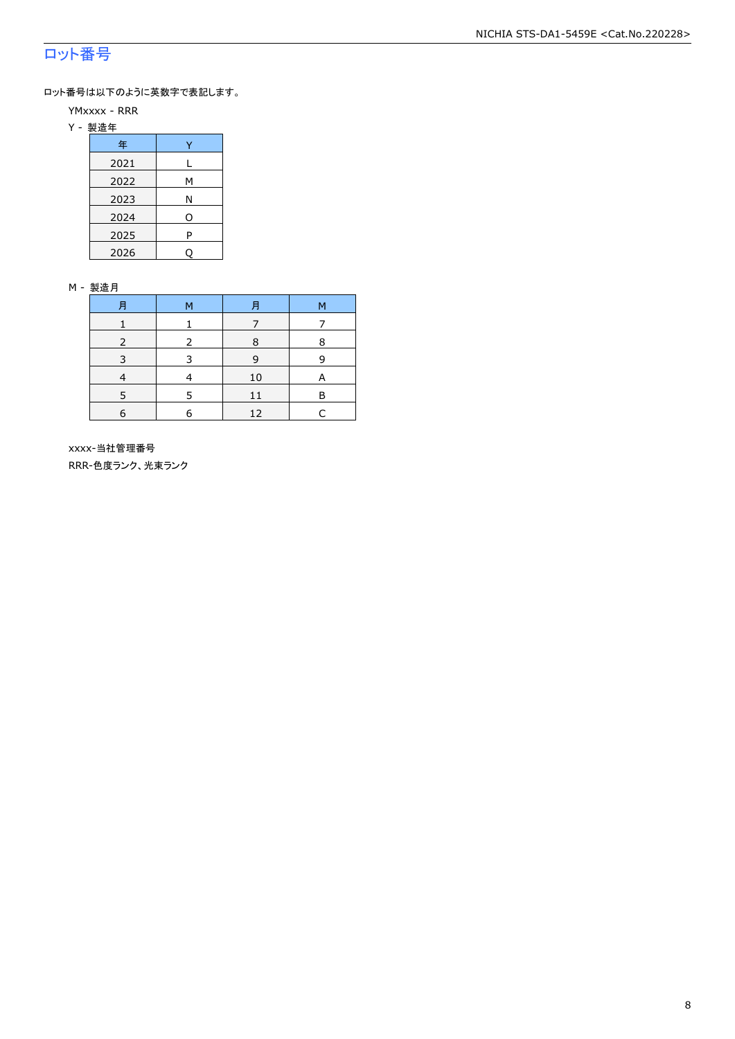## ロット番号

ロット番号は以下のように英数字で表記します。

YMxxxx - RRR

Y - 製造年

| 年 | Y |
|---|---|
| 2021 | L |
| 2022 | M |
| 2023 | N |
| 2024 | O |
| 2025 | P |
| 2026 | Q |

M - 製造月

| 月 | M | 月 | M |
|---|---|---|---|
| 1 | 1 | 7 | 7 |
| 2 | 2 | 8 | 8 |
| 3 | 3 | 9 | 9 |
| 4 | 4 | 10 | A |
| 5 | 5 | 11 | B |
| 6 | 6 | 12 | C |

xxxx-当社管理番号

RRR-色度ランク、光束ランク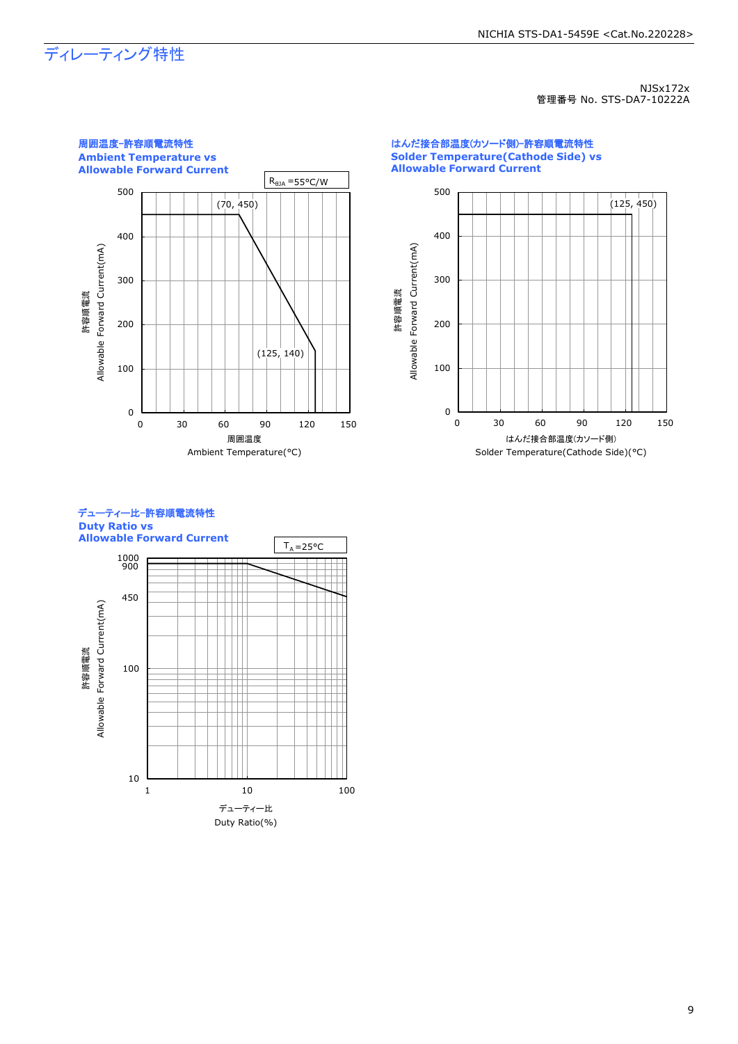# ディレーティング特性

NJSx172x
管理番号 No. STS-DA7-10222A

### 周囲温度-許容順電流特性
**Ambient Temperature vs Allowable Forward Current**

$R_{\theta JA}$ =55°C/W

(70, 450)
(125, 140)

許容順電流 Allowable Forward Current(mA)
周囲温度 Ambient Temperature(°C)

### はんだ接合部温度(カソード側)-許容順電流特性
**Solder Temperature(Cathode Side) vs Allowable Forward Current**

(125, 450)

許容順電流 Allowable Forward Current(mA)
はんだ接合部温度(カソード側) Solder Temperature(Cathode Side)(°C)

### デューティー比-許容順電流特性
**Duty Ratio vs Allowable Forward Current**

$T_A$=25°C

許容順電流 Allowable Forward Current(mA)
デューティー比 Duty Ratio(%)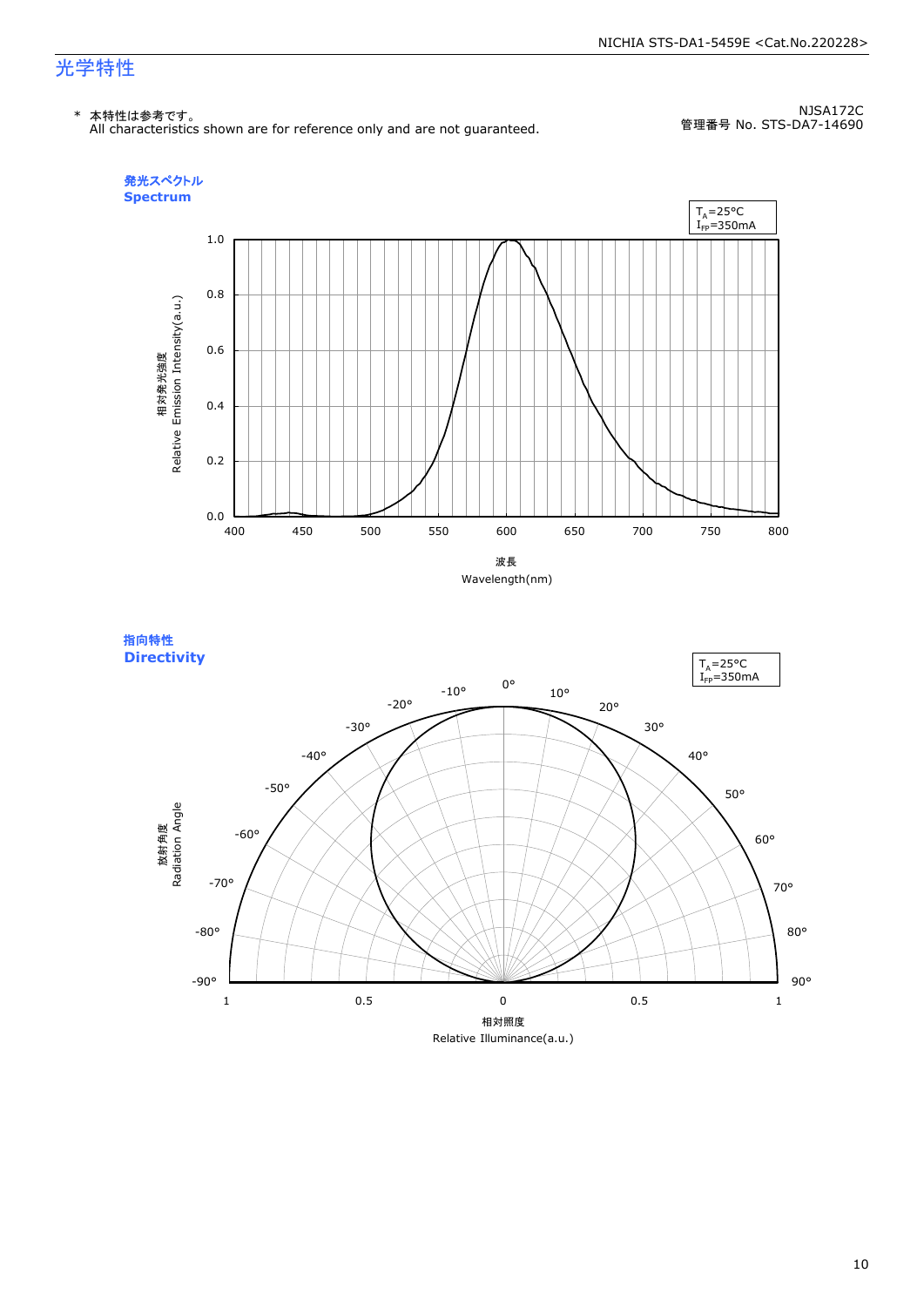# 光学特性

\* 本特性は参考です。
All characteristics shown are for reference only and are not guaranteed.

NJSA172C
管理番号 No. STS-DA7-14690

**発光スペクトル**
**Spectrum**

$T_A$=25°C
$I_{FP}$=350mA

相対発光強度
Relative Emission Intensity(a.u.)

1.0
0.8
0.6
0.4
0.2
0.0

400 450 500 550 600 650 700 750 800

波長
Wavelength(nm)

**指向特性**
**Directivity**

$T_A$=25°C
$I_{FP}$=350mA

放射角度
Radiation Angle

0° 10° 20° 30° 40° 50° 60° 70° 80° 90°
-10° -20° -30° -40° -50° -60° -70° -80° -90°

1 0.5 0 0.5 1

相対照度
Relative Illuminance(a.u.)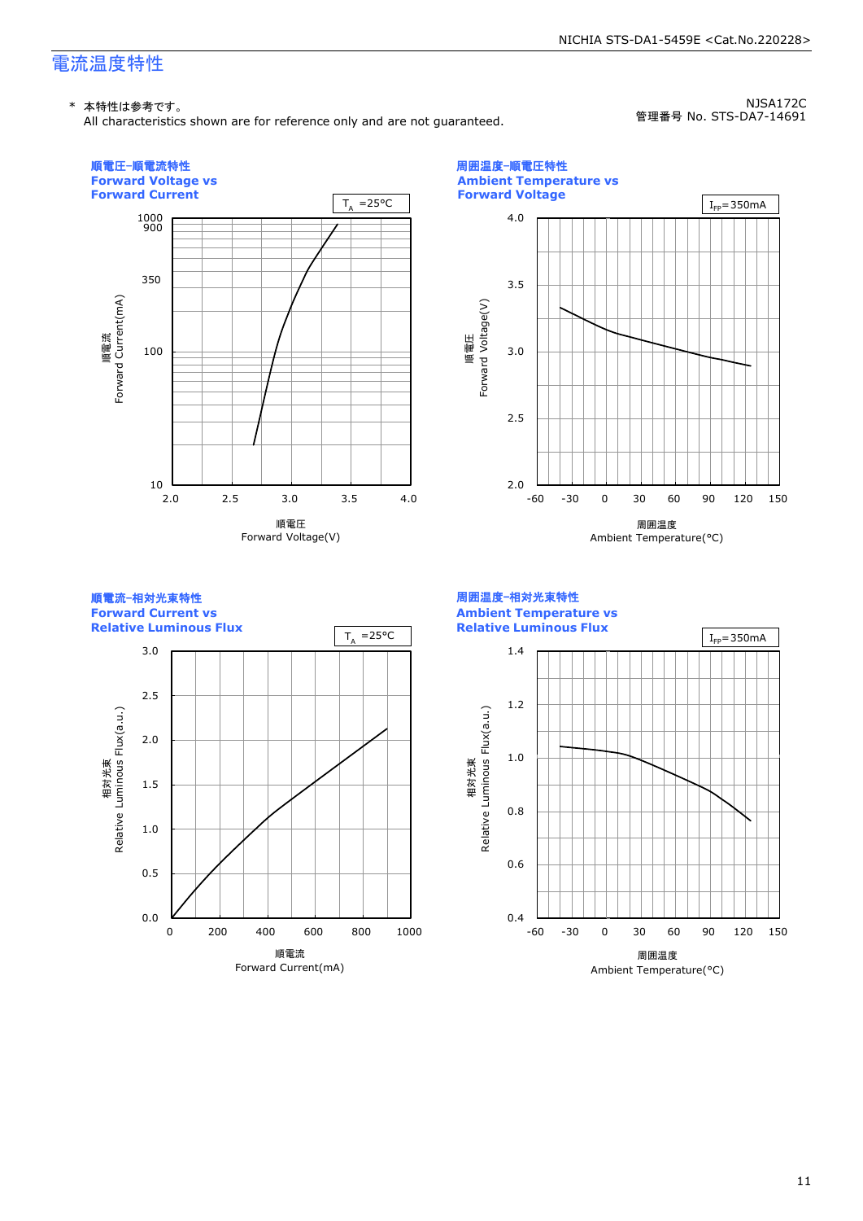# 電流温度特性

\* 本特性は参考です。
All characteristics shown are for reference only and are not guaranteed.

NJSA172C
管理番号 No. STS-DA7-14691

### 順電圧-順電流特性
**Forward Voltage vs Forward Current**

$T_A$ =25°C

Vertical axis: 順電流 Forward Current(mA) — 10, 100, 350, 900, 1000
Horizontal axis: 順電圧 Forward Voltage(V) — 2.0, 2.5, 3.0, 3.5, 4.0

### 周囲温度-順電圧特性
**Ambient Temperature vs Forward Voltage**

$I_{FP}$=350mA

Vertical axis: 順電圧 Forward Voltage(V) — 2.0, 2.5, 3.0, 3.5, 4.0
Horizontal axis: 周囲温度 Ambient Temperature(°C) — -60, -30, 0, 30, 60, 90, 120, 150

### 順電流-相対光束特性
**Forward Current vs Relative Luminous Flux**

$T_A$ =25°C

Vertical axis: 相対光束 Relative Luminous Flux(a.u.) — 0.0, 0.5, 1.0, 1.5, 2.0, 2.5, 3.0
Horizontal axis: 順電流 Forward Current(mA) — 0, 200, 400, 600, 800, 1000

### 周囲温度-相対光束特性
**Ambient Temperature vs Relative Luminous Flux**

$I_{FP}$=350mA

Vertical axis: 相対光束 Relative Luminous Flux(a.u.) — 0.4, 0.6, 0.8, 1.0, 1.2, 1.4
Horizontal axis: 周囲温度 Ambient Temperature(°C) — -60, -30, 0, 30, 60, 90, 120, 150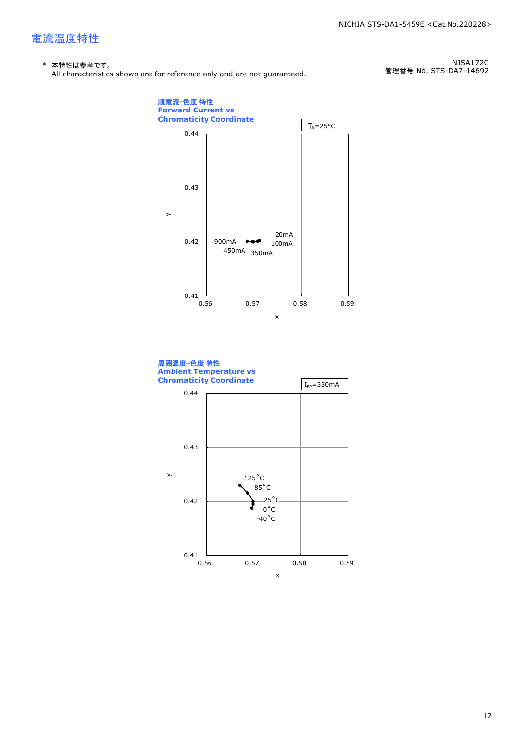NJSA172C

管理番号 No. STS-DA7-14692

# 電流温度特性

\* 本特性は参考です。
All characteristics shown are for reference only and are not guaranteed.

**順電流-色度 特性**
**Forward Current vs Chromaticity Coordinate**

$T_A$=25°C

0.44
0.43
0.42
0.41
y
0.56 0.57 0.58 0.59
x

900mA
450mA
350mA
20mA
100mA

**周囲温度-色度 特性**
**Ambient Temperature vs Chromaticity Coordinate**

$I_{FP}$=350mA

0.44
0.43
0.42
0.41
y
0.56 0.57 0.58 0.59
x

125°C
85°C
25°C
0°C
-40°C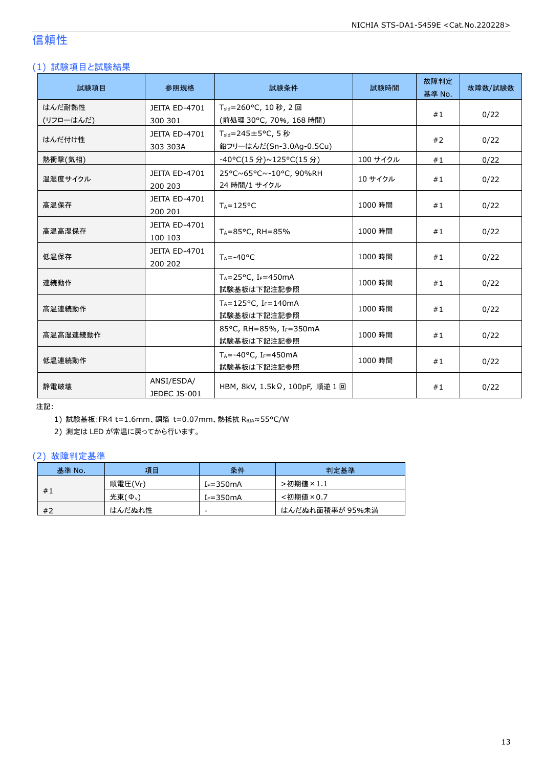# 信頼性

## (1) 試験項目と試験結果

| 試験項目 | 参照規格 | 試験条件 | 試験時間 | 故障判定基準 No. | 故障数/試験数 |
|---|---|---|---|---|---|
| はんだ耐熱性 (リフローはんだ) | JEITA ED-4701 300 301 | $T_{sld}$=260°C, 10 秒, 2 回 (前処理 30°C, 70%, 168 時間) | | #1 | 0/22 |
| はんだ付け性 | JEITA ED-4701 303 303A | $T_{sld}$=245±5°C, 5 秒 鉛フリーはんだ(Sn-3.0Ag-0.5Cu) | | #2 | 0/22 |
| 熱衝撃(気相) | | -40°C(15 分)~125°C(15 分) | 100 サイクル | #1 | 0/22 |
| 温湿度サイクル | JEITA ED-4701 200 203 | 25°C~65°C~-10°C, 90%RH 24 時間/1 サイクル | 10 サイクル | #1 | 0/22 |
| 高温保存 | JEITA ED-4701 200 201 | $T_A$=125°C | 1000 時間 | #1 | 0/22 |
| 高温高湿保存 | JEITA ED-4701 100 103 | $T_A$=85°C, RH=85% | 1000 時間 | #1 | 0/22 |
| 低温保存 | JEITA ED-4701 200 202 | $T_A$=-40°C | 1000 時間 | #1 | 0/22 |
| 連続動作 | | $T_A$=25°C, $I_F$=450mA 試験基板は下記注記参照 | 1000 時間 | #1 | 0/22 |
| 高温連続動作 | | $T_A$=125°C, $I_F$=140mA 試験基板は下記注記参照 | 1000 時間 | #1 | 0/22 |
| 高温高湿連続動作 | | 85°C, RH=85%, $I_F$=350mA 試験基板は下記注記参照 | 1000 時間 | #1 | 0/22 |
| 低温連続動作 | | $T_A$=-40°C, $I_F$=450mA 試験基板は下記注記参照 | 1000 時間 | #1 | 0/22 |
| 静電破壊 | ANSI/ESDA/ JEDEC JS-001 | HBM, 8kV, 1.5kΩ, 100pF, 順逆 1 回 | | #1 | 0/22 |

注記:

1) 試験基板:FR4 t=1.6mm、銅箔 t=0.07mm、熱抵抗 $R_{θJA}$≈55°C/W
2) 測定は LED が常温に戻ってから行います。

## (2) 故障判定基準

| 基準 No. | 項目 | 条件 | 判定基準 |
|---|---|---|---|
| #1 | 順電圧($V_F$) | $I_F$=350mA | >初期値×1.1 |
| | 光束($Φ_v$) | $I_F$=350mA | <初期値×0.7 |
| #2 | はんだぬれ性 | - | はんだぬれ面積率が 95%未満 |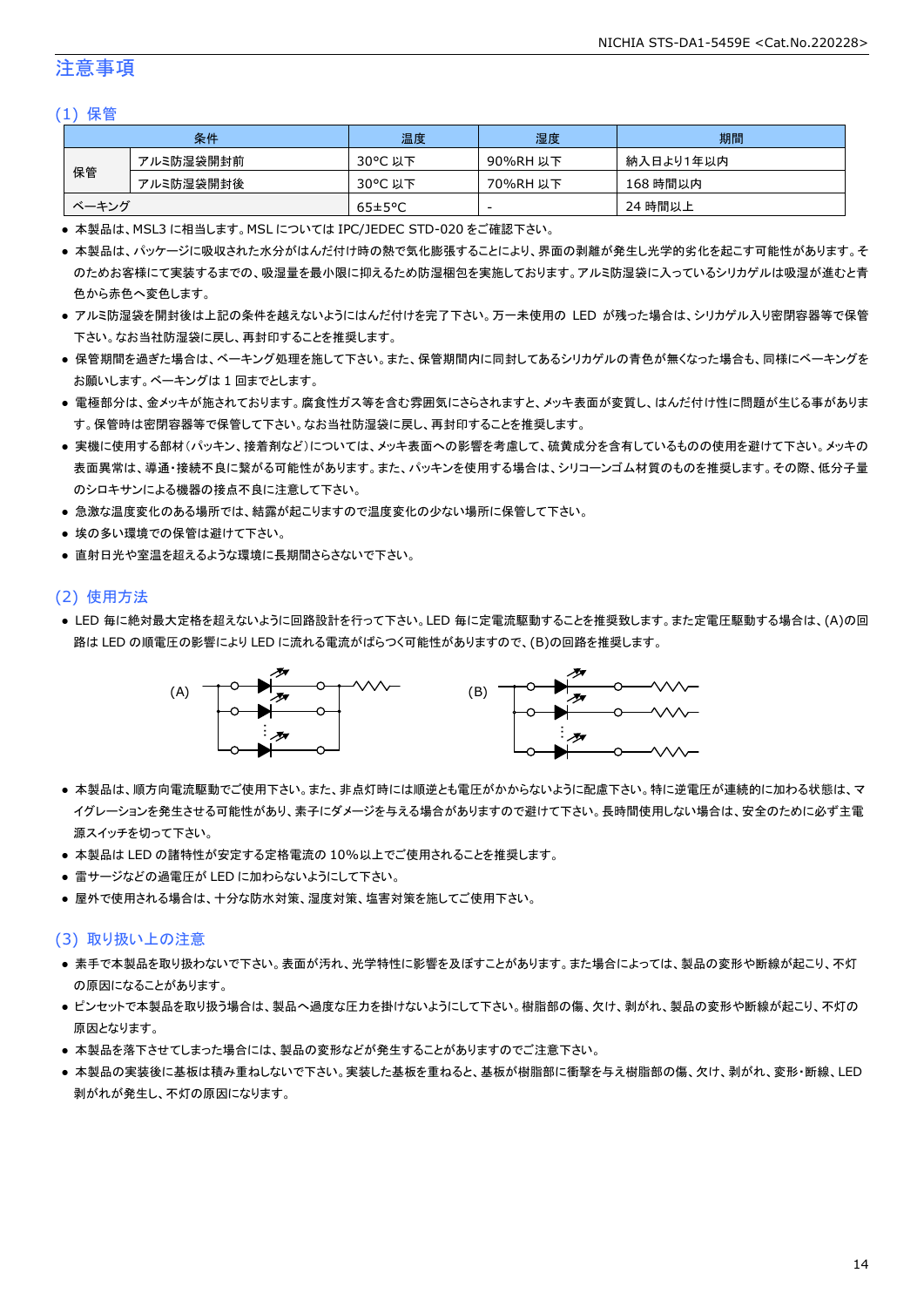# 注意事項

## (1) 保管

| 条件 | | 温度 | 湿度 | 期間 |
|---|---|---|---|---|
| 保管 | アルミ防湿袋開封前 | 30°C 以下 | 90%RH 以下 | 納入日より1年以内 |
| | アルミ防湿袋開封後 | 30°C 以下 | 70%RH 以下 | 168 時間以内 |
| ベーキング | | 65±5°C | - | 24 時間以上 |

- 本製品は、MSL3 に相当します。MSL については IPC/JEDEC STD-020 をご確認下さい。
- 本製品は、パッケージに吸収された水分がはんだ付け時の熱で気化膨張することにより、界面の剥離が発生し光学的劣化を起こす可能性があります。そのためお客様にて実装するまでの、吸湿量を最小限に抑えるため防湿梱包を実施しております。アルミ防湿袋に入っているシリカゲルは吸湿が進むと青色から赤色へ変色します。
- アルミ防湿袋を開封後は上記の条件を越えないようにはんだ付けを完了下さい。万一未使用の LED が残った場合は、シリカゲル入り密閉容器等で保管下さい。なお当社防湿袋に戻し、再封印することを推奨します。
- 保管期間を過ぎた場合は、ベーキング処理を施して下さい。また、保管期間内に同封してあるシリカゲルの青色が無くなった場合も、同様にベーキングをお願いします。ベーキングは 1 回までとします。
- 電極部分は、金メッキが施されております。腐食性ガス等を含む雰囲気にさらされますと、メッキ表面が変質し、はんだ付け性に問題が生じる事があります。保管時は密閉容器等で保管して下さい。なお当社防湿袋に戻し、再封印することを推奨します。
- 実機に使用する部材（パッキン、接着剤など）については、メッキ表面への影響を考慮して、硫黄成分を含有しているものの使用を避けて下さい。メッキの表面異常は、導通・接続不良に繋がる可能性があります。また、パッキンを使用する場合は、シリコーンゴム材質のものを推奨します。その際、低分子量のシロキサンによる機器の接点不良に注意して下さい。
- 急激な温度変化のある場所では、結露が起こりますので温度変化の少ない場所に保管して下さい。
- 埃の多い環境での保管は避けて下さい。
- 直射日光や室温を超えるような環境に長期間さらさないで下さい。

## (2) 使用方法

- LED 毎に絶対最大定格を超えないように回路設計を行って下さい。LED 毎に定電流駆動することを推奨致します。また定電圧駆動する場合は、(A)の回路は LED の順電圧の影響により LED に流れる電流がばらつく可能性がありますので、(B)の回路を推奨します。

(A) (B)

- 本製品は、順方向電流駆動でご使用下さい。また、非点灯時には順逆とも電圧がかからないように配慮下さい。特に逆電圧が連続的に加わる状態は、マイグレーションを発生させる可能性があり、素子にダメージを与える場合がありますので避けて下さい。長時間使用しない場合は、安全のために必ず主電源スイッチを切って下さい。
- 本製品は LED の諸特性が安定する定格電流の 10%以上でご使用されることを推奨します。
- 雷サージなどの過電圧が LED に加わらないようにして下さい。
- 屋外で使用される場合は、十分な防水対策、湿度対策、塩害対策を施してご使用下さい。

## (3) 取り扱い上の注意

- 素手で本製品を取り扱わないで下さい。表面が汚れ、光学特性に影響を及ぼすことがあります。また場合によっては、製品の変形や断線が起こり、不灯の原因になることがあります。
- ピンセットで本製品を取り扱う場合は、製品へ過度な圧力を掛けないようにして下さい。樹脂部の傷、欠け、剥がれ、製品の変形や断線が起こり、不灯の原因となります。
- 本製品を落下させてしまった場合には、製品の変形などが発生することがありますのでご注意下さい。
- 本製品の実装後に基板は積み重ねしないで下さい。実装した基板を重ねると、基板が樹脂部に衝撃を与え樹脂部の傷、欠け、剥がれ、変形・断線、LED 剥がれが発生し、不灯の原因になります。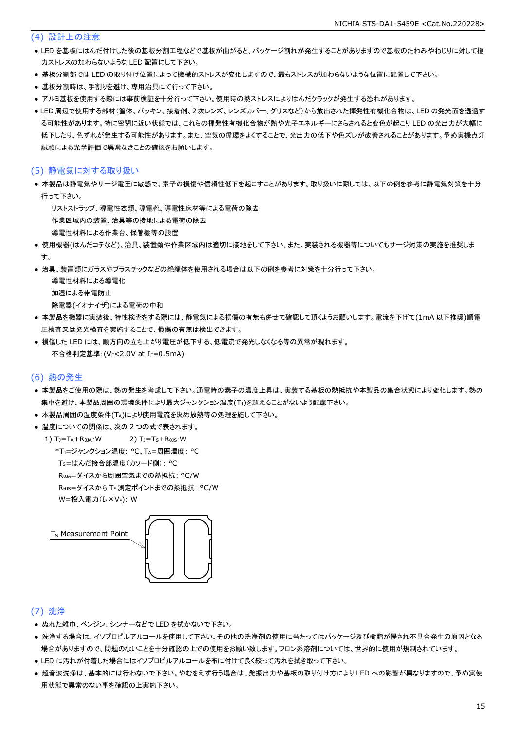### (4) 設計上の注意

- LED を基板にはんだ付けした後の基板分割工程などで基板が曲がると、パッケージ割れが発生することがありますので基板のたわみやねじりに対して極力ストレスの加わらないような LED 配置にして下さい。
- 基板分割部では LED の取り付け位置によって機械的ストレスが変化しますので、最もストレスが加わらないような位置に配置して下さい。
- 基板分割時は、手割りを避け、専用治具にて行って下さい。
- アルミ基板を使用する際には事前検証を十分行って下さい。使用時の熱ストレスによりはんだクラックが発生する恐れがあります。
- LED 周辺で使用する部材(筐体、パッキン、接着剤、2 次レンズ、レンズカバー、グリスなど)から放出された揮発性有機化合物は、LED の発光面を透過する可能性があります。特に密閉に近い状態では、これらの揮発性有機化合物が熱や光子エネルギーにさらされると変色が起こり LED の光出力が大幅に低下したり、色ずれが発生する可能性があります。また、空気の循環をよくすることで、光出力の低下や色ズレが改善されることがあります。予め実機点灯試験による光学評価で異常なきことの確認をお願いします。

### (5) 静電気に対する取り扱い

- 本製品は静電気やサージ電圧に敏感で、素子の損傷や信頼性低下を起こすことがあります。取り扱いに際しては、以下の例を参考に静電気対策を十分行って下さい。
  - リストストラップ、導電性衣類、導電靴、導電性床材等による電荷の除去
  - 作業区域内の装置、治具等の接地による電荷の除去
  - 導電性材料による作業台、保管棚等の設置
- 使用機器(はんだコテなど)、治具、装置類や作業区域内は適切に接地をして下さい。また、実装される機器等についてもサージ対策の実施を推奨します。
- 治具、装置類にガラスやプラスチックなどの絶縁体を使用される場合は以下の例を参考に対策を十分行って下さい。
  - 導電性材料による導電化
  - 加湿による帯電防止
  - 除電器(イオナイザ)による電荷の中和
- 本製品を機器に実装後、特性検査をする際には、静電気による損傷の有無も併せて確認して頂くようお願いします。電流を下げて(1mA 以下推奨)順電圧検査又は発光検査を実施することで、損傷の有無は検出できます。
- 損傷した LED には、順方向の立ち上がり電圧が低下する、低電流で発光しなくなる等の異常が現れます。
  - 不合格判定基準:($V_F$<2.0V at $I_F$=0.5mA)

### (6) 熱の発生

- 本製品をご使用の際は、熱の発生を考慮して下さい。通電時の素子の温度上昇は、実装する基板の熱抵抗や本製品の集合状態により変化します。熱の集中を避け、本製品周囲の環境条件により最大ジャンクション温度($T_J$)を超えることがないよう配慮下さい。
- 本製品周囲の温度条件($T_A$)により使用電流を決め放熱等の処理を施して下さい。
- 温度についての関係は、次の 2 つの式で表されます。

1) $T_J=T_A+R_{\theta JA}\cdot W$　　　2) $T_J=T_S+R_{\theta JS}\cdot W$

*$T_J$=ジャンクション温度: °C、$T_A$=周囲温度: °C
$T_S$=はんだ接合部温度(カソード側): °C
$R_{\theta JA}$=ダイスから周囲空気までの熱抵抗: °C/W
$R_{\theta JS}$=ダイスから $T_S$ 測定ポイントまでの熱抵抗: °C/W
W=投入電力($I_F \times V_F$): W

$T_S$ Measurement Point

### (7) 洗浄

- ぬれた雑巾、ベンジン、シンナーなどで LED を拭かないで下さい。
- 洗浄する場合は、イソプロピルアルコールを使用して下さい。その他の洗浄剤の使用に当たってはパッケージ及び樹脂が侵され不具合発生の原因となる場合がありますので、問題のないことを十分確認の上での使用をお願い致します。フロン系溶剤については、世界的に使用が規制されています。
- LED に汚れが付着した場合にはイソプロピルアルコールを布に付けて良く絞って汚れを拭き取って下さい。
- 超音波洗浄は、基本的には行わないで下さい。やむをえず行う場合は、発振出力や基板の取り付け方により LED への影響が異なりますので、予め実使用状態で異常のない事を確認の上実施下さい。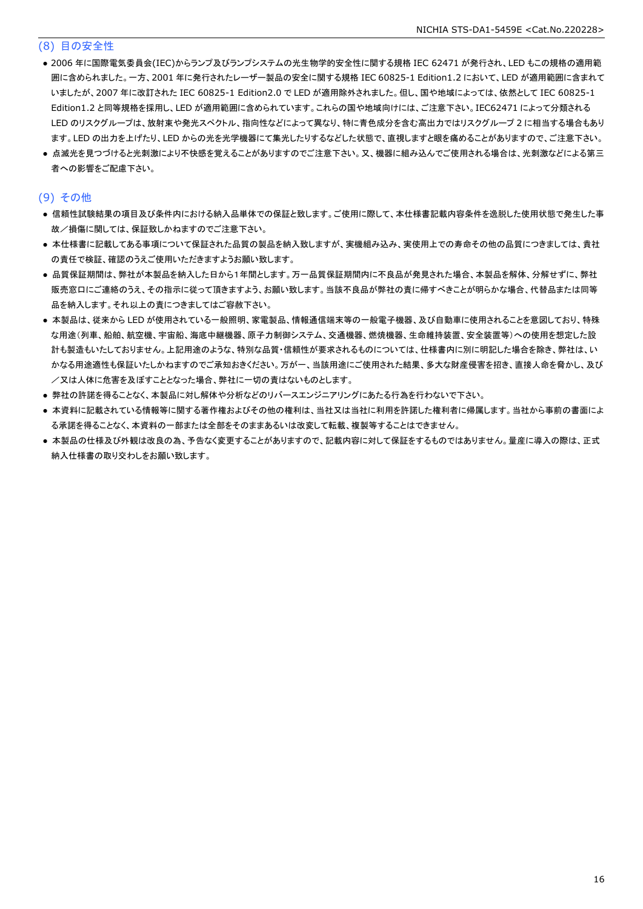## (8) 目の安全性

- 2006 年に国際電気委員会(IEC)からランプ及びランプシステムの光生物学的安全性に関する規格 IEC 62471 が発行され、LED もこの規格の適用範囲に含められました。一方、2001 年に発行されたレーザー製品の安全に関する規格 IEC 60825-1 Edition1.2 において、LED が適用範囲に含まれていましたが、2007 年に改訂された IEC 60825-1 Edition2.0 で LED が適用除外されました。但し、国や地域によっては、依然として IEC 60825-1 Edition1.2 と同等規格を採用し、LED が適用範囲に含められています。これらの国や地域向けには、ご注意下さい。IEC62471 によって分類される LED のリスクグループは、放射束や発光スペクトル、指向性などによって異なり、特に青色成分を含む高出力ではリスクグループ 2 に相当する場合もあります。LED の出力を上げたり、LED からの光を光学機器にて集光したりするなどした状態で、直視しますと眼を痛めることがありますので、ご注意下さい。
- 点滅光を見つづけると光刺激により不快感を覚えることがありますのでご注意下さい。又、機器に組み込んでご使用される場合は、光刺激などによる第三者への影響をご配慮下さい。

## (9) その他

- 信頼性試験結果の項目及び条件内における納入品単体での保証と致します。ご使用に際して、本仕様書記載内容条件を逸脱した使用状態で発生した事故／損傷に関しては、保証致しかねますのでご注意下さい。
- 本仕様書に記載してある事項について保証された品質の製品を納入致しますが、実機組み込み、実使用上での寿命その他の品質につきましては、貴社の責任で検証、確認のうえご使用いただきますようお願い致します。
- 品質保証期間は、弊社が本製品を納入した日から1年間とします。万一品質保証期間内に不良品が発見された場合、本製品を解体、分解せずに、弊社販売窓口にご連絡のうえ、その指示に従って頂きますよう、お願い致します。当該不良品が弊社の責に帰すべきことが明らかな場合、代替品または同等品を納入します。それ以上の責につきましてはご容赦下さい。
- 本製品は、従来から LED が使用されている一般照明、家電製品、情報通信端末等の一般電子機器、及び自動車に使用されることを意図しており、特殊な用途（列車、船舶、航空機、宇宙船、海底中継機器、原子力制御システム、交通機器、燃焼機器、生命維持装置、安全装置等）への使用を想定した設計も製造もいたしておりません。上記用途のような、特別な品質･信頼性が要求されるものについては、仕様書内に別に明記した場合を除き、弊社は、いかなる用途適性も保証いたしかねますのでご承知おきください。万が一、当該用途にご使用された結果、多大な財産侵害を招き、直接人命を脅かし、及び／又は人体に危害を及ぼすこととなった場合、弊社に一切の責はないものとします。
- 弊社の許諾を得ることなく、本製品に対し解体や分析などのリバースエンジニアリングにあたる行為を行わないで下さい。
- 本資料に記載されている情報等に関する著作権およびその他の権利は、当社又は当社に利用を許諾した権利者に帰属します。当社から事前の書面による承諾を得ることなく、本資料の一部または全部をそのままあるいは改変して転載、複製等することはできません。
- 本製品の仕様及び外観は改良の為、予告なく変更することがありますので、記載内容に対して保証をするものではありません。量産に導入の際は、正式納入仕様書の取り交わしをお願い致します。